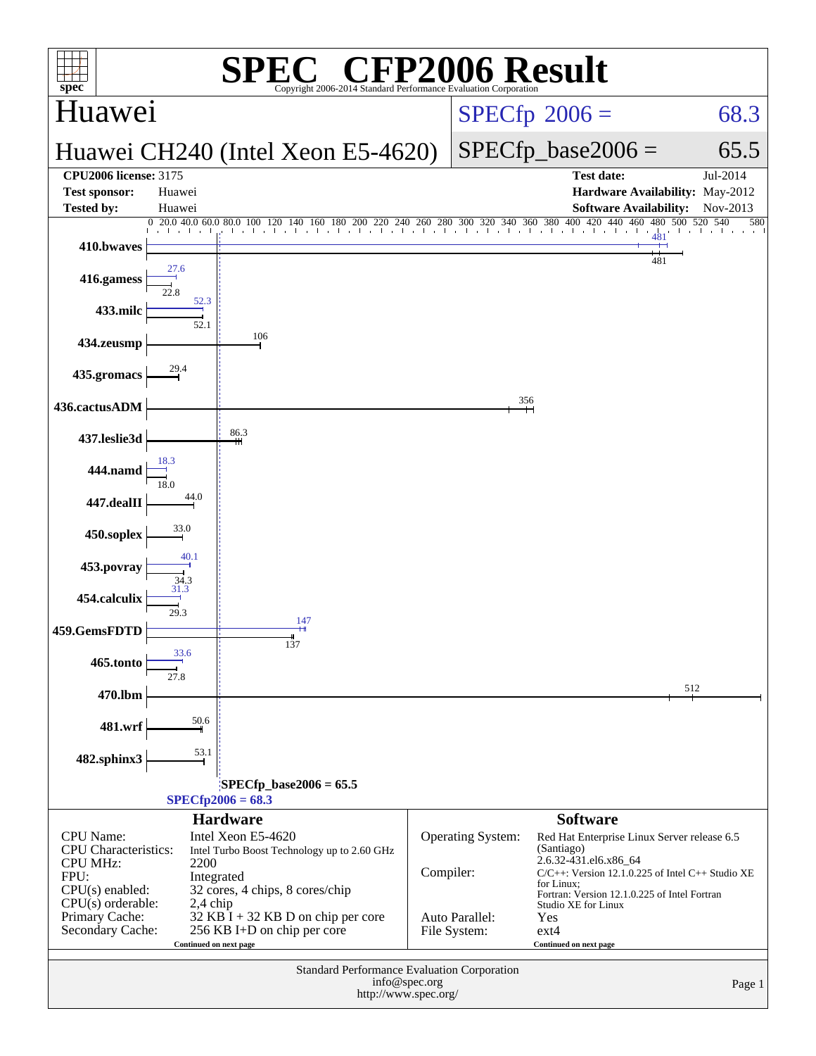# SPEC CFP2006 Result

Copyright 2006-2014 Standard Performance Evaluation Corporation

## Huawei

**Huawei CH240 (Intel Xeon E5-4620)**

SPECfp 2006 = 68.3

SPECfp_base2006 = 65.5

| | | | |
|---|---|---|---|
| **CPU2006 license:** 3175 | | **Test date:** | Jul-2014 |
| **Test sponsor:** | Huawei | **Hardware Availability:** | May-2012 |
| **Tested by:** | Huawei | **Software Availability:** | Nov-2013 |

| Benchmark | Peak | Base |
|---|---|---|
| 410.bwaves | 481 | 481 |
| 416.gamess | 27.6 | 22.8 |
| 433.milc | 52.3 | 52.1 |
| 434.zeusmp | | 106 |
| 435.gromacs | | 29.4 |
| 436.cactusADM | | 356 |
| 437.leslie3d | | 86.3 |
| 444.namd | 18.3 | 18.0 |
| 447.dealII | | 44.0 |
| 450.soplex | | 33.0 |
| 453.povray | 40.1 | 34.3 |
| 454.calculix | 31.3 | 29.3 |
| 459.GemsFDTD | 147 | 137 |
| 465.tonto | 33.6 | 27.8 |
| 470.lbm | | 512 |
| 481.wrf | | 50.6 |
| 482.sphinx3 | | 53.1 |

SPECfp_base2006 = 65.5

SPECfp2006 = 68.3

## Hardware

| | |
|---|---|
| CPU Name: | Intel Xeon E5-4620 |
| CPU Characteristics: | Intel Turbo Boost Technology up to 2.60 GHz |
| CPU MHz: | 2200 |
| FPU: | Integrated |
| CPU(s) enabled: | 32 cores, 4 chips, 8 cores/chip |
| CPU(s) orderable: | 2,4 chip |
| Primary Cache: | 32 KB I + 32 KB D on chip per core |
| Secondary Cache: | 256 KB I+D on chip per core |

Continued on next page

## Software

| | |
|---|---|
| Operating System: | Red Hat Enterprise Linux Server release 6.5 (Santiago) 2.6.32-431.el6.x86_64 |
| Compiler: | C/C++: Version 12.1.0.225 of Intel C++ Studio XE for Linux; Fortran: Version 12.1.0.225 of Intel Fortran Studio XE for Linux |
| Auto Parallel: | Yes |
| File System: | ext4 |

Continued on next page

Standard Performance Evaluation Corporation
info@spec.org
http://www.spec.org/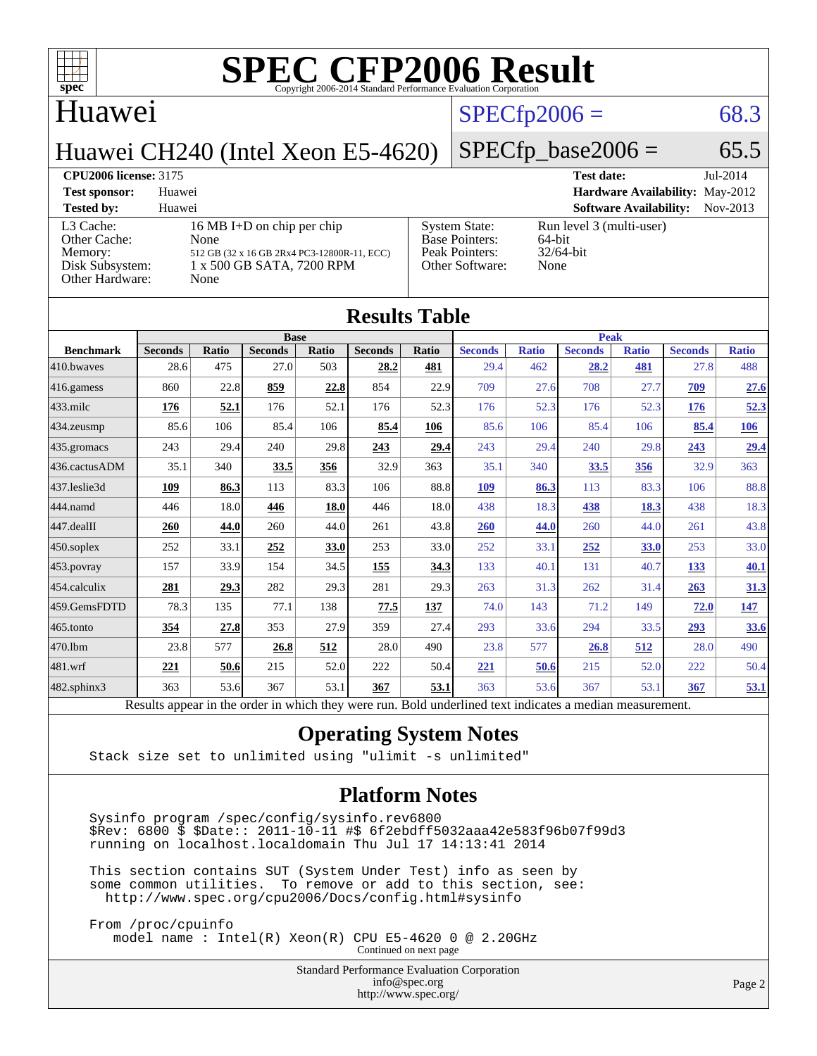# SPEC CFP2006 Result

Copyright 2006-2014 Standard Performance Evaluation Corporation

## Huawei

## Huawei CH240 (Intel Xeon E5-4620)

SPECfp2006 = 68.3

SPECfp_base2006 = 65.5

**CPU2006 license:** 3175 | **Test date:** Jul-2014
**Test sponsor:** Huawei | **Hardware Availability:** May-2012
**Tested by:** Huawei | **Software Availability:** Nov-2013

| | |
|---|---|
| L3 Cache: | 16 MB I+D on chip per chip |
| Other Cache: | None |
| Memory: | 512 GB (32 x 16 GB 2Rx4 PC3-12800R-11, ECC) |
| Disk Subsystem: | 1 x 500 GB SATA, 7200 RPM |
| Other Hardware: | None |

| | |
|---|---|
| System State: | Run level 3 (multi-user) |
| Base Pointers: | 64-bit |
| Peak Pointers: | 32/64-bit |
| Other Software: | None |

## Results Table

| Benchmark | Base | | | | | | Peak | | | | | |
|---|---|---|---|---|---|---|---|---|---|---|---|---|
| | Seconds | Ratio | Seconds | Ratio | Seconds | Ratio | Seconds | Ratio | Seconds | Ratio | Seconds | Ratio |
| 410.bwaves | 28.6 | 475 | 27.0 | 503 | **28.2** | **481** | 29.4 | 462 | **28.2** | **481** | 27.8 | 488 |
| 416.gamess | 860 | 22.8 | **859** | **22.8** | 854 | 22.9 | 709 | 27.6 | 708 | 27.7 | **709** | **27.6** |
| 433.milc | **176** | **52.1** | 176 | 52.1 | 176 | 52.3 | 176 | 52.3 | 176 | 52.3 | **176** | **52.3** |
| 434.zeusmp | 85.6 | 106 | 85.4 | 106 | **85.4** | **106** | 85.6 | 106 | 85.4 | 106 | **85.4** | **106** |
| 435.gromacs | 243 | 29.4 | 240 | 29.8 | **243** | **29.4** | 243 | 29.4 | 240 | 29.8 | **243** | **29.4** |
| 436.cactusADM | 35.1 | 340 | **33.5** | **356** | 32.9 | 363 | 35.1 | 340 | **33.5** | **356** | 32.9 | 363 |
| 437.leslie3d | **109** | **86.3** | 113 | 83.3 | 106 | 88.8 | **109** | **86.3** | 113 | 83.3 | 106 | 88.8 |
| 444.namd | 446 | 18.0 | **446** | **18.0** | 446 | 18.0 | 438 | 18.3 | **438** | **18.3** | 438 | 18.3 |
| 447.dealII | **260** | **44.0** | 260 | 44.0 | 261 | 43.8 | **260** | **44.0** | 260 | 44.0 | 261 | 43.8 |
| 450.soplex | 252 | 33.1 | **252** | **33.0** | 253 | 33.0 | 252 | 33.1 | **252** | **33.0** | 253 | 33.0 |
| 453.povray | 157 | 33.9 | 154 | 34.5 | **155** | **34.3** | 133 | 40.1 | 131 | 40.7 | **133** | **40.1** |
| 454.calculix | **281** | **29.3** | 282 | 29.3 | 281 | 29.3 | 263 | 31.3 | 262 | 31.4 | **263** | **31.3** |
| 459.GemsFDTD | 78.3 | 135 | 77.1 | 138 | **77.5** | **137** | 74.0 | 143 | 71.2 | 149 | **72.0** | **147** |
| 465.tonto | **354** | **27.8** | 353 | 27.9 | 359 | 27.4 | 293 | 33.6 | 294 | 33.5 | **293** | **33.6** |
| 470.lbm | 23.8 | 577 | **26.8** | **512** | 28.0 | 490 | 23.8 | 577 | **26.8** | **512** | 28.0 | 490 |
| 481.wrf | **221** | **50.6** | 215 | 52.0 | 222 | 50.4 | **221** | **50.6** | 215 | 52.0 | 222 | 50.4 |
| 482.sphinx3 | 363 | 53.6 | 367 | 53.1 | **367** | **53.1** | 363 | 53.6 | 367 | 53.1 | **367** | **53.1** |

Results appear in the order in which they were run. Bold underlined text indicates a median measurement.

## Operating System Notes

```
Stack size set to unlimited using "ulimit -s unlimited"
```

## Platform Notes

```
Sysinfo program /spec/config/sysinfo.rev6800
$Rev: 6800 $ $Date:: 2011-10-11 #$ 6f2ebdff5032aaa42e583f96b07f99d3
running on localhost.localdomain Thu Jul 17 14:13:41 2014

This section contains SUT (System Under Test) info as seen by
some common utilities.  To remove or add to this section, see:
  http://www.spec.org/cpu2006/Docs/config.html#sysinfo

From /proc/cpuinfo
   model name : Intel(R) Xeon(R) CPU E5-4620 0 @ 2.20GHz
```

Continued on next page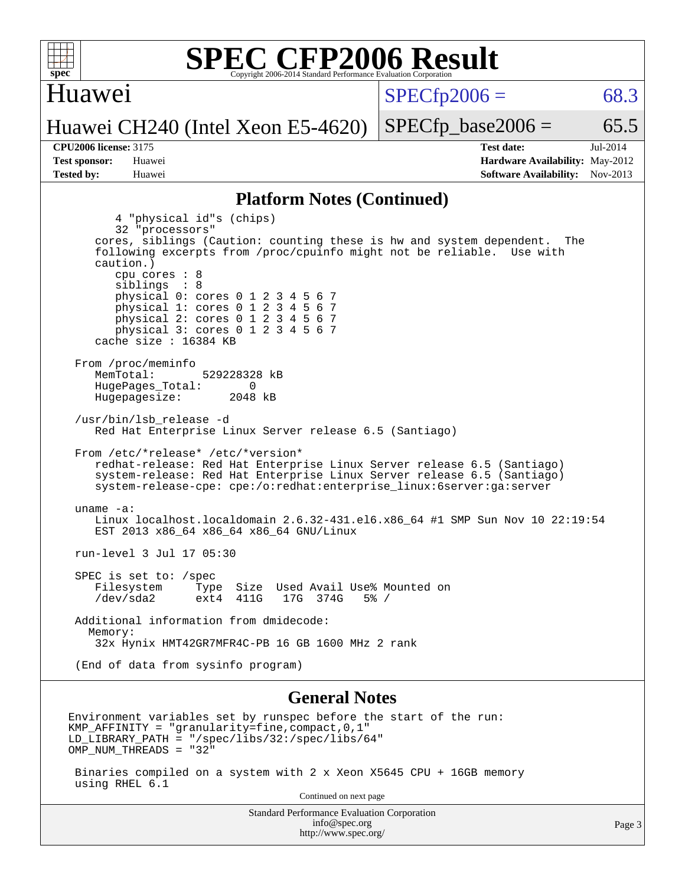## Platform Notes (Continued)

```
        4 "physical id"s (chips)
        32 "processors"
    cores, siblings (Caution: counting these is hw and system dependent.  The
    following excerpts from /proc/cpuinfo might not be reliable.  Use with
    caution.)
        cpu cores : 8
        siblings  : 8
        physical 0: cores 0 1 2 3 4 5 6 7
        physical 1: cores 0 1 2 3 4 5 6 7
        physical 2: cores 0 1 2 3 4 5 6 7
        physical 3: cores 0 1 2 3 4 5 6 7
    cache size : 16384 KB

 From /proc/meminfo
    MemTotal:       529228328 kB
    HugePages_Total:       0
    Hugepagesize:       2048 kB

 /usr/bin/lsb_release -d
    Red Hat Enterprise Linux Server release 6.5 (Santiago)

 From /etc/*release* /etc/*version*
    redhat-release: Red Hat Enterprise Linux Server release 6.5 (Santiago)
    system-release: Red Hat Enterprise Linux Server release 6.5 (Santiago)
    system-release-cpe: cpe:/o:redhat:enterprise_linux:6server:ga:server

 uname -a:
    Linux localhost.localdomain 2.6.32-431.el6.x86_64 #1 SMP Sun Nov 10 22:19:54
    EST 2013 x86_64 x86_64 x86_64 GNU/Linux

 run-level 3 Jul 17 05:30

 SPEC is set to: /spec
    Filesystem     Type  Size  Used Avail Use% Mounted on
    /dev/sda2      ext4  411G   17G  374G   5% /

 Additional information from dmidecode:
   Memory:
    32x Hynix HMT42GR7MFR4C-PB 16 GB 1600 MHz 2 rank

 (End of data from sysinfo program)
```

## General Notes

```
Environment variables set by runspec before the start of the run:
KMP_AFFINITY = "granularity=fine,compact,0,1"
LD_LIBRARY_PATH = "/spec/libs/32:/spec/libs/64"
OMP_NUM_THREADS = "32"

 Binaries compiled on a system with 2 x Xeon X5645 CPU + 16GB memory
 using RHEL 6.1
```

Continued on next page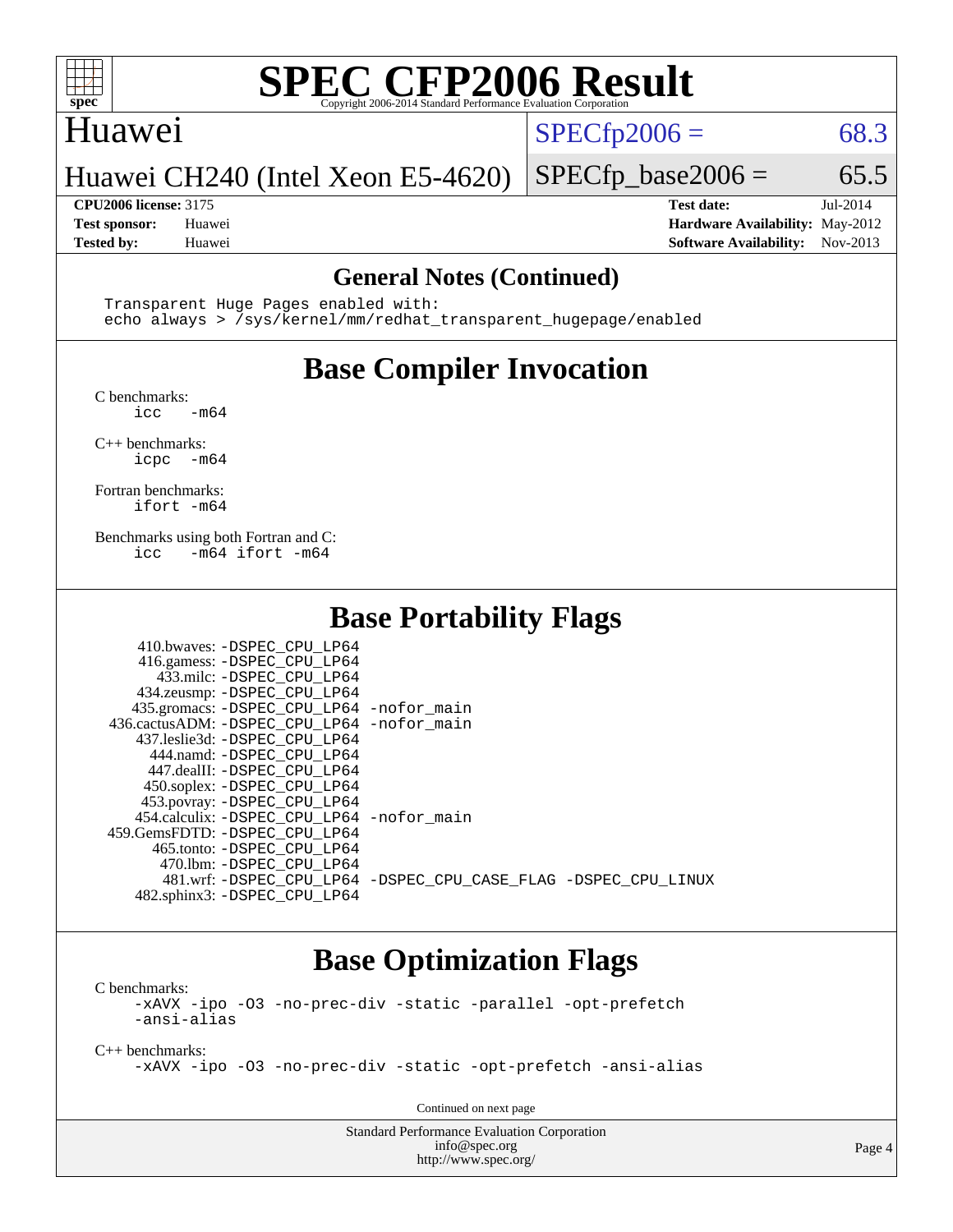# SPEC CFP2006 Result

Copyright 2006-2014 Standard Performance Evaluation Corporation

**Huawei**

**Huawei CH240 (Intel Xeon E5-4620)**

SPECfp2006 = 68.3

SPECfp_base2006 = 65.5

| | | | |
|---|---|---|---|
| **CPU2006 license:** 3175 | | **Test date:** | Jul-2014 |
| **Test sponsor:** | Huawei | **Hardware Availability:** | May-2012 |
| **Tested by:** | Huawei | **Software Availability:** | Nov-2013 |

## General Notes (Continued)

```
Transparent Huge Pages enabled with:
echo always > /sys/kernel/mm/redhat_transparent_hugepage/enabled
```

## Base Compiler Invocation

C benchmarks:
```
icc   -m64
```

C++ benchmarks:
```
icpc  -m64
```

Fortran benchmarks:
```
ifort -m64
```

Benchmarks using both Fortran and C:
```
icc   -m64 ifort -m64
```

## Base Portability Flags

| Benchmark | Flags |
|---|---|
| 410.bwaves: | -DSPEC_CPU_LP64 |
| 416.gamess: | -DSPEC_CPU_LP64 |
| 433.milc: | -DSPEC_CPU_LP64 |
| 434.zeusmp: | -DSPEC_CPU_LP64 |
| 435.gromacs: | -DSPEC_CPU_LP64 -nofor_main |
| 436.cactusADM: | -DSPEC_CPU_LP64 -nofor_main |
| 437.leslie3d: | -DSPEC_CPU_LP64 |
| 444.namd: | -DSPEC_CPU_LP64 |
| 447.dealII: | -DSPEC_CPU_LP64 |
| 450.soplex: | -DSPEC_CPU_LP64 |
| 453.povray: | -DSPEC_CPU_LP64 |
| 454.calculix: | -DSPEC_CPU_LP64 -nofor_main |
| 459.GemsFDTD: | -DSPEC_CPU_LP64 |
| 465.tonto: | -DSPEC_CPU_LP64 |
| 470.lbm: | -DSPEC_CPU_LP64 |
| 481.wrf: | -DSPEC_CPU_LP64 -DSPEC_CPU_CASE_FLAG -DSPEC_CPU_LINUX |
| 482.sphinx3: | -DSPEC_CPU_LP64 |

## Base Optimization Flags

C benchmarks:
```
-xAVX -ipo -O3 -no-prec-div -static -parallel -opt-prefetch
-ansi-alias
```

C++ benchmarks:
```
-xAVX -ipo -O3 -no-prec-div -static -opt-prefetch -ansi-alias
```

Continued on next page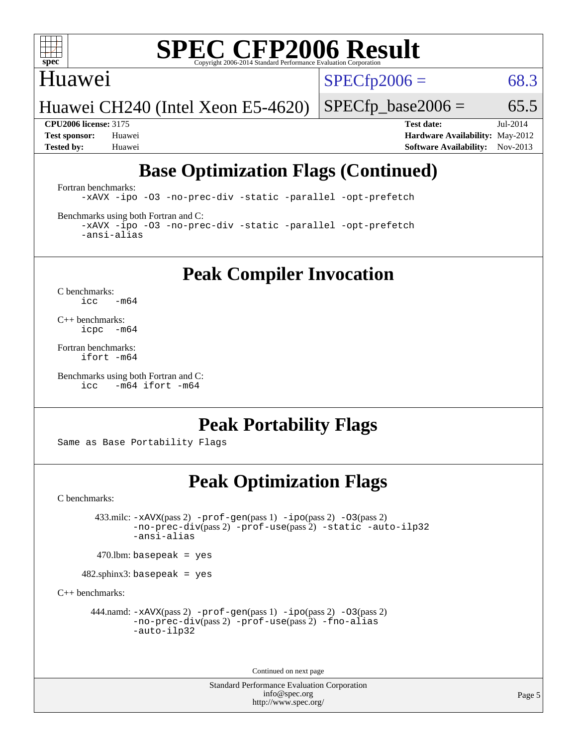# SPEC CFP2006 Result

Copyright 2006-2014 Standard Performance Evaluation Corporation

Huawei

Huawei CH240 (Intel Xeon E5-4620)

SPECfp2006 = 68.3

SPECfp_base2006 = 65.5

**CPU2006 license:** 3175
**Test sponsor:** Huawei
**Tested by:** Huawei

**Test date:** Jul-2014
**Hardware Availability:** May-2012
**Software Availability:** Nov-2013

## Base Optimization Flags (Continued)

Fortran benchmarks:

```
-xAVX -ipo -O3 -no-prec-div -static -parallel -opt-prefetch
```

Benchmarks using both Fortran and C:

```
-xAVX -ipo -O3 -no-prec-div -static -parallel -opt-prefetch
-ansi-alias
```

## Peak Compiler Invocation

C benchmarks:

```
icc   -m64
```

C++ benchmarks:

```
icpc  -m64
```

Fortran benchmarks:

```
ifort -m64
```

Benchmarks using both Fortran and C:

```
icc   -m64 ifort -m64
```

## Peak Portability Flags

Same as Base Portability Flags

## Peak Optimization Flags

C benchmarks:

433.milc: -xAVX(pass 2) -prof-gen(pass 1) -ipo(pass 2) -O3(pass 2) -no-prec-div(pass 2) -prof-use(pass 2) -static -auto-ilp32 -ansi-alias

470.lbm: basepeak = yes

482.sphinx3: basepeak = yes

C++ benchmarks:

444.namd: -xAVX(pass 2) -prof-gen(pass 1) -ipo(pass 2) -O3(pass 2) -no-prec-div(pass 2) -prof-use(pass 2) -fno-alias -auto-ilp32

Continued on next page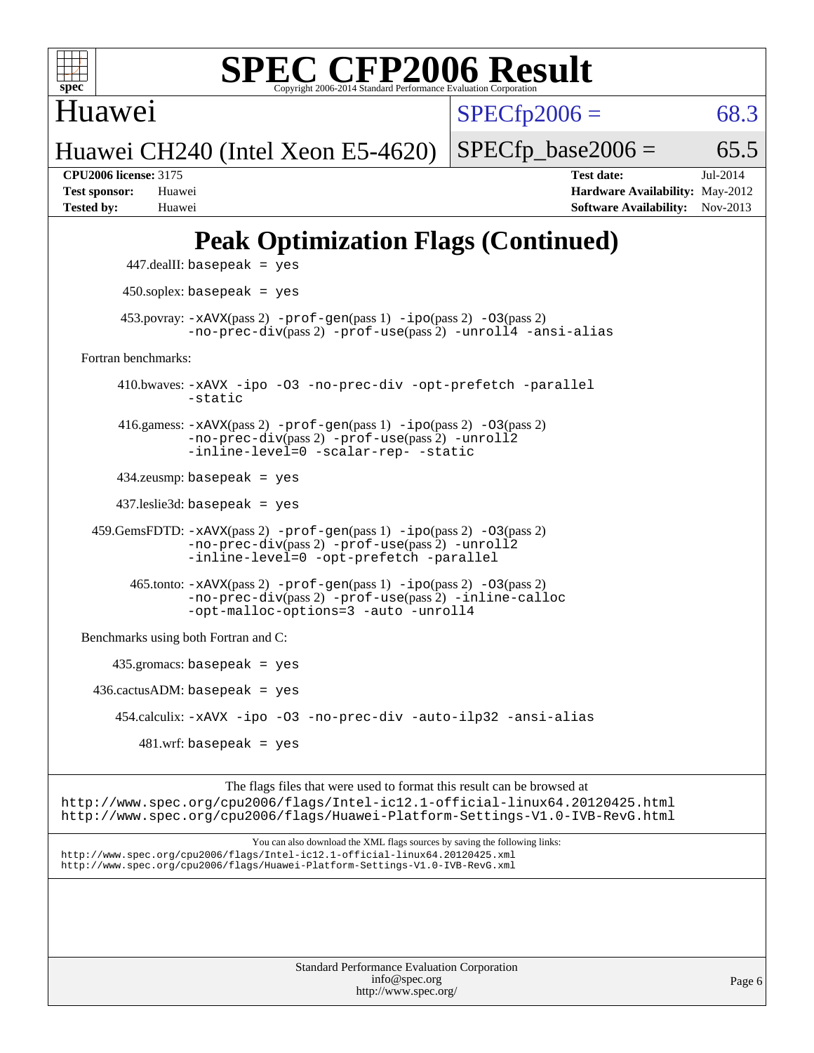# Peak Optimization Flags (Continued)

447.dealII: basepeak = yes

450.soplex: basepeak = yes

453.povray: -xAVX(pass 2) -prof-gen(pass 1) -ipo(pass 2) -O3(pass 2) -no-prec-div(pass 2) -prof-use(pass 2) -unroll4 -ansi-alias

Fortran benchmarks:

410.bwaves: -xAVX -ipo -O3 -no-prec-div -opt-prefetch -parallel -static

416.gamess: -xAVX(pass 2) -prof-gen(pass 1) -ipo(pass 2) -O3(pass 2) -no-prec-div(pass 2) -prof-use(pass 2) -unroll2 -inline-level=0 -scalar-rep- -static

434.zeusmp: basepeak = yes

437.leslie3d: basepeak = yes

459.GemsFDTD: -xAVX(pass 2) -prof-gen(pass 1) -ipo(pass 2) -O3(pass 2) -no-prec-div(pass 2) -prof-use(pass 2) -unroll2 -inline-level=0 -opt-prefetch -parallel

465.tonto: -xAVX(pass 2) -prof-gen(pass 1) -ipo(pass 2) -O3(pass 2) -no-prec-div(pass 2) -prof-use(pass 2) -inline-calloc -opt-malloc-options=3 -auto -unroll4

Benchmarks using both Fortran and C:

435.gromacs: basepeak = yes

436.cactusADM: basepeak = yes

454.calculix: -xAVX -ipo -O3 -no-prec-div -auto-ilp32 -ansi-alias

481.wrf: basepeak = yes

The flags files that were used to format this result can be browsed at
http://www.spec.org/cpu2006/flags/Intel-ic12.1-official-linux64.20120425.html
http://www.spec.org/cpu2006/flags/Huawei-Platform-Settings-V1.0-IVB-RevG.html

You can also download the XML flags sources by saving the following links:
http://www.spec.org/cpu2006/flags/Intel-ic12.1-official-linux64.20120425.xml
http://www.spec.org/cpu2006/flags/Huawei-Platform-Settings-V1.0-IVB-RevG.xml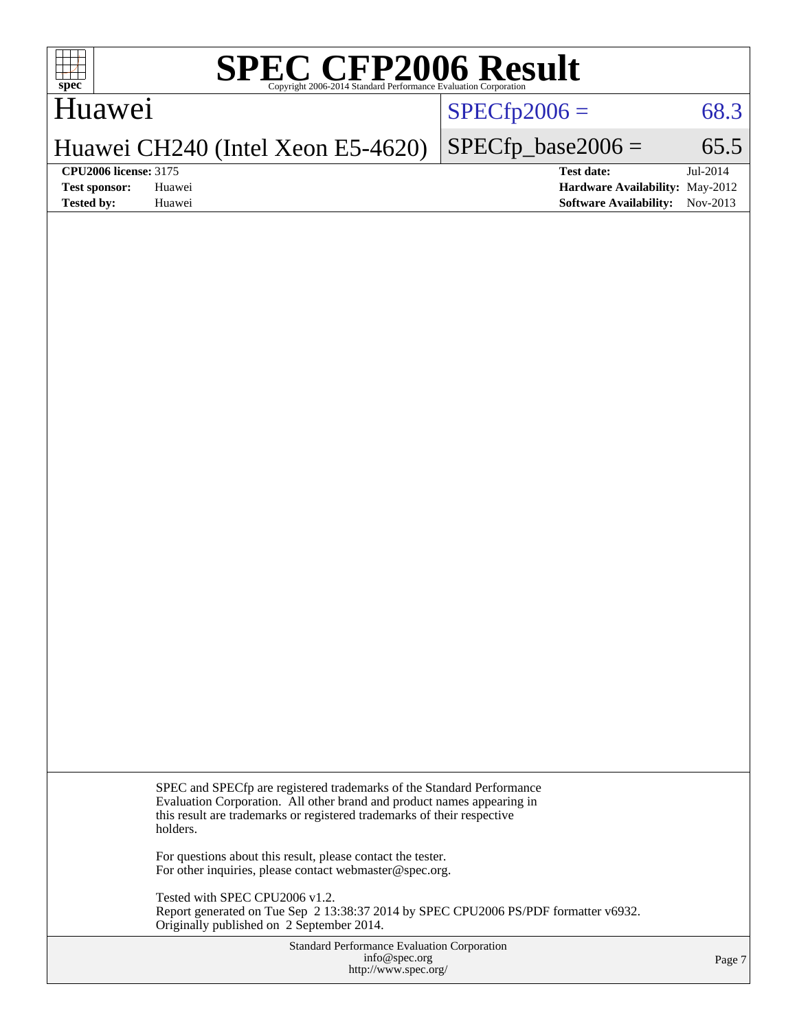SPEC and SPECfp are registered trademarks of the Standard Performance Evaluation Corporation. All other brand and product names appearing in this result are trademarks or registered trademarks of their respective holders.

For questions about this result, please contact the tester.
For other inquiries, please contact webmaster@spec.org.

Tested with SPEC CPU2006 v1.2.
Report generated on Tue Sep 2 13:38:37 2014 by SPEC CPU2006 PS/PDF formatter v6932.
Originally published on 2 September 2014.